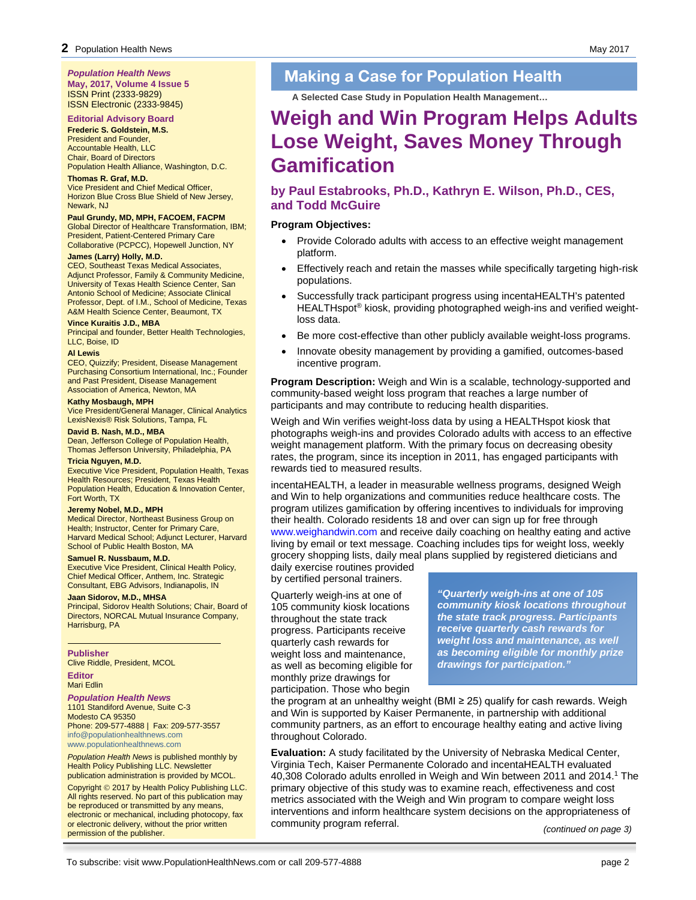***Population News***
**May, 2017, Volume 4 Issue 5**
ISSN Print (2333-9829)
ISSN Electronic (2333-9845)

**Editorial Advisory Board**

**Frederic S. Goldstein, M.S.**
President and Founder, Accountable Health, LLC
Chair, Board of Directors Population Health Alliance, Washington, D.C.

**Thomas R. Graf, M.D.**
Vice President and Chief Medical Officer, Horizon Blue Cross Blue Shield of New Jersey, Newark, NJ

**Paul Grundy, MD, MPH, FACOEM, FACPM**
Global Director of Healthcare Transformation, IBM; President, Patient-Centered Primary Care Collaborative (PCPCC), Hopewell Junction, NY

**James (Larry) Holly, M.D.**
CEO, Southeast Texas Medical Associates, Adjunct Professor, Family & Community Medicine, University of Texas Health Science Center, San Antonio School of Medicine; Associate Clinical Professor, Dept. of I.M., School of Medicine, Texas A&M Health Science Center, Beaumont, TX

**Vince Kuraitis J.D., MBA**
Principal and founder, Better Health Technologies, LLC, Boise, ID

**Al Lewis**
CEO, Quizzify; President, Disease Management Purchasing Consortium International, Inc.; Founder and Past President, Disease Management Association of America, Newton, MA

**Kathy Mosbaugh, MPH**
Vice President/General Manager, Clinical Analytics LexisNexis® Risk Solutions, Tampa, FL

**David B. Nash, M.D., MBA**
Dean, Jefferson College of Population Health, Thomas Jefferson University, Philadelphia, PA

**Tricia Nguyen, M.D.**
Executive Vice President, Population Health, Texas Health Resources; President, Texas Health Population Health, Education & Innovation Center, Fort Worth, TX

**Jeremy Nobel, M.D., MPH**
Medical Director, Northeast Business Group on Health; Instructor, Center for Primary Care, Harvard Medical School; Adjunct Lecturer, Harvard School of Public Health Boston, MA

**Samuel R. Nussbaum, M.D.**
Executive Vice President, Clinical Health Policy, Chief Medical Officer, Anthem, Inc. Strategic Consultant, EBG Advisors, Indianapolis, IN

**Jaan Sidorov, M.D., MHSA**
Principal, Sidorov Health Solutions; Chair, Board of Directors, NORCAL Mutual Insurance Company, Harrisburg, PA

**Publisher**
Clive Riddle, President, MCOL

**Editor**
Mari Edlin

***Population Health News***
1101 Standiford Avenue, Suite C-3
Modesto CA 95350
Phone: 209-577-4888 | Fax: 209-577-3557
info@populationhealthnews.com
www.populationhealthnews.com

*Population Health News* is published monthly by Health Policy Publishing LLC. Newsletter publication administration is provided by MCOL.

Copyright © 2017 by Health Policy Publishing LLC. All rights reserved. No part of this publication may be reproduced or transmitted by any means, electronic or mechanical, including photocopy, fax or electronic delivery, without the prior written permission of the publisher.

## Making a Case for Population Health

**A Selected Case Study in Population Health Management…**

# Weigh and Win Program Helps Adults Lose Weight, Saves Money Through Gamification

**by Paul Estabrooks, Ph.D., Kathryn E. Wilson, Ph.D., CES, and Todd McGuire**

**Program Objectives:**

- Provide Colorado adults with access to an effective weight management platform.
- Effectively reach and retain the masses while specifically targeting high-risk populations.
- Successfully track participant progress using incentaHEALTH's patented HEALTHspot® kiosk, providing photographed weigh-ins and verified weight-loss data.
- Be more cost-effective than other publicly available weight-loss programs.
- Innovate obesity management by providing a gamified, outcomes-based incentive program.

**Program Description:** Weigh and Win is a scalable, technology-supported and community-based weight loss program that reaches a large number of participants and may contribute to reducing health disparities.

Weigh and Win verifies weight-loss data by using a HEALTHspot kiosk that photographs weigh-ins and provides Colorado adults with access to an effective weight management platform. With the primary focus on decreasing obesity rates, the program, since its inception in 2011, has engaged participants with rewards tied to measured results.

incentaHEALTH, a leader in measurable wellness programs, designed Weigh and Win to help organizations and communities reduce healthcare costs. The program utilizes gamification by offering incentives to individuals for improving their health. Colorado residents 18 and over can sign up for free through www.weighandwin.com and receive daily coaching on healthy eating and active living by email or text message. Coaching includes tips for weight loss, weekly grocery shopping lists, daily meal plans supplied by registered dieticians and daily exercise routines provided by certified personal trainers.

> *"Quarterly weigh-ins at one of 105 community kiosk locations throughout the state track progress. Participants receive quarterly cash rewards for weight loss and maintenance, as well as becoming eligible for monthly prize drawings for participation."*

Quarterly weigh-ins at one of 105 community kiosk locations throughout the state track progress. Participants receive quarterly cash rewards for weight loss and maintenance, as well as becoming eligible for monthly prize drawings for participation. Those who begin the program at an unhealthy weight (BMI ≥ 25) qualify for cash rewards. Weigh and Win is supported by Kaiser Permanente, in partnership with additional community partners, as an effort to encourage healthy eating and active living throughout Colorado.

**Evaluation:** A study facilitated by the University of Nebraska Medical Center, Virginia Tech, Kaiser Permanente Colorado and incentaHEALTH evaluated 40,308 Colorado adults enrolled in Weigh and Win between 2011 and 2014.[1] The primary objective of this study was to examine reach, effectiveness and cost metrics associated with the Weigh and Win program to compare weight loss interventions and inform healthcare system decisions on the appropriateness of community program referral.

*(continued on page 3)*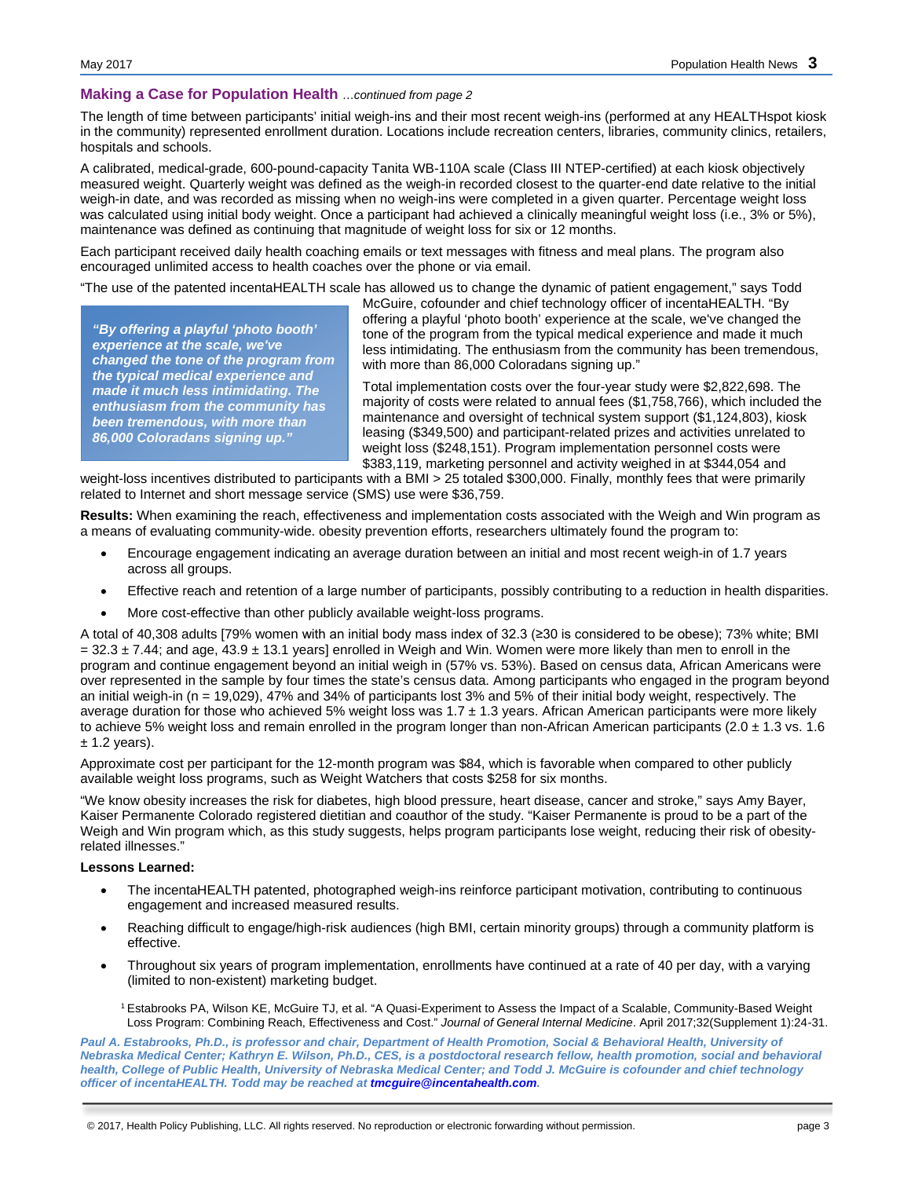## Making a Case for Population Health *…continued from page 2*

The length of time between participants' initial weigh-ins and their most recent weigh-ins (performed at any HEALTHspot kiosk in the community) represented enrollment duration. Locations include recreation centers, libraries, community clinics, retailers, hospitals and schools.

A calibrated, medical-grade, 600-pound-capacity Tanita WB-110A scale (Class III NTEP-certified) at each kiosk objectively measured weight. Quarterly weight was defined as the weigh-in recorded closest to the quarter-end date relative to the initial weigh-in date, and was recorded as missing when no weigh-ins were completed in a given quarter. Percentage weight loss was calculated using initial body weight. Once a participant had achieved a clinically meaningful weight loss (i.e., 3% or 5%), maintenance was defined as continuing that magnitude of weight loss for six or 12 months.

Each participant received daily health coaching emails or text messages with fitness and meal plans. The program also encouraged unlimited access to health coaches over the phone or via email.

"The use of the patented incentaHEALTH scale has allowed us to change the dynamic of patient engagement," says Todd McGuire, cofounder and chief technology officer of incentaHEALTH. "By offering a playful 'photo booth' experience at the scale, we've changed the tone of the program from the typical medical experience and made it much less intimidating. The enthusiasm from the community has been tremendous, with more than 86,000 Coloradans signing up."

> ***"By offering a playful 'photo booth' experience at the scale, we've changed the tone of the program from the typical medical experience and made it much less intimidating. The enthusiasm from the community has been tremendous, with more than 86,000 Coloradans signing up."***

Total implementation costs over the four-year study were $2,822,698. The majority of costs were related to annual fees ($1,758,766), which included the maintenance and oversight of technical system support ($1,124,803), kiosk leasing ($349,500) and participant-related prizes and activities unrelated to weight loss ($248,151). Program implementation personnel costs were $383,119, marketing personnel and activity weighed in at $344,054 and weight-loss incentives distributed to participants with a BMI > 25 totaled $300,000. Finally, monthly fees that were primarily related to Internet and short message service (SMS) use were $36,759.

**Results:** When examining the reach, effectiveness and implementation costs associated with the Weigh and Win program as a means of evaluating community-wide. obesity prevention efforts, researchers ultimately found the program to:

- Encourage engagement indicating an average duration between an initial and most recent weigh-in of 1.7 years across all groups.
- Effective reach and retention of a large number of participants, possibly contributing to a reduction in health disparities.
- More cost-effective than other publicly available weight-loss programs.

A total of 40,308 adults [79% women with an initial body mass index of 32.3 (≥30 is considered to be obese); 73% white; BMI = 32.3 ± 7.44; and age, 43.9 ± 13.1 years] enrolled in Weigh and Win. Women were more likely than men to enroll in the program and continue engagement beyond an initial weigh in (57% vs. 53%). Based on census data, African Americans were over represented in the sample by four times the state's census data. Among participants who engaged in the program beyond an initial weigh-in (n = 19,029), 47% and 34% of participants lost 3% and 5% of their initial body weight, respectively. The average duration for those who achieved 5% weight loss was 1.7 ± 1.3 years. African American participants were more likely to achieve 5% weight loss and remain enrolled in the program longer than non-African American participants (2.0 ± 1.3 vs. 1.6 ± 1.2 years).

Approximate cost per participant for the 12-month program was $84, which is favorable when compared to other publicly available weight loss programs, such as Weight Watchers that costs $258 for six months.

"We know obesity increases the risk for diabetes, high blood pressure, heart disease, cancer and stroke," says Amy Bayer, Kaiser Permanente Colorado registered dietitian and coauthor of the study. "Kaiser Permanente is proud to be a part of the Weigh and Win program which, as this study suggests, helps program participants lose weight, reducing their risk of obesity-related illnesses."

**Lessons Learned:**

- The incentaHEALTH patented, photographed weigh-ins reinforce participant motivation, contributing to continuous engagement and increased measured results.
- Reaching difficult to engage/high-risk audiences (high BMI, certain minority groups) through a community platform is effective.
- Throughout six years of program implementation, enrollments have continued at a rate of 40 per day, with a varying (limited to non-existent) marketing budget.

[1] Estabrooks PA, Wilson KE, McGuire TJ, et al. "A Quasi-Experiment to Assess the Impact of a Scalable, Community-Based Weight Loss Program: Combining Reach, Effectiveness and Cost." *Journal of General Internal Medicine*. April 2017;32(Supplement 1):24-31.

***Paul A. Estabrooks, Ph.D., is professor and chair, Department of Health Promotion, Social & Behavioral Health, University of Nebraska Medical Center; Kathryn E. Wilson, Ph.D., CES, is a postdoctoral research fellow, health promotion, social and behavioral health, College of Public Health, University of Nebraska Medical Center; and Todd J. McGuire is cofounder and chief technology officer of incentaHEALTH. Todd may be reached at tmcguire@incentahealth.com.***

© 2017, Health Policy Publishing, LLC. All rights reserved. No reproduction or electronic forwarding without permission.